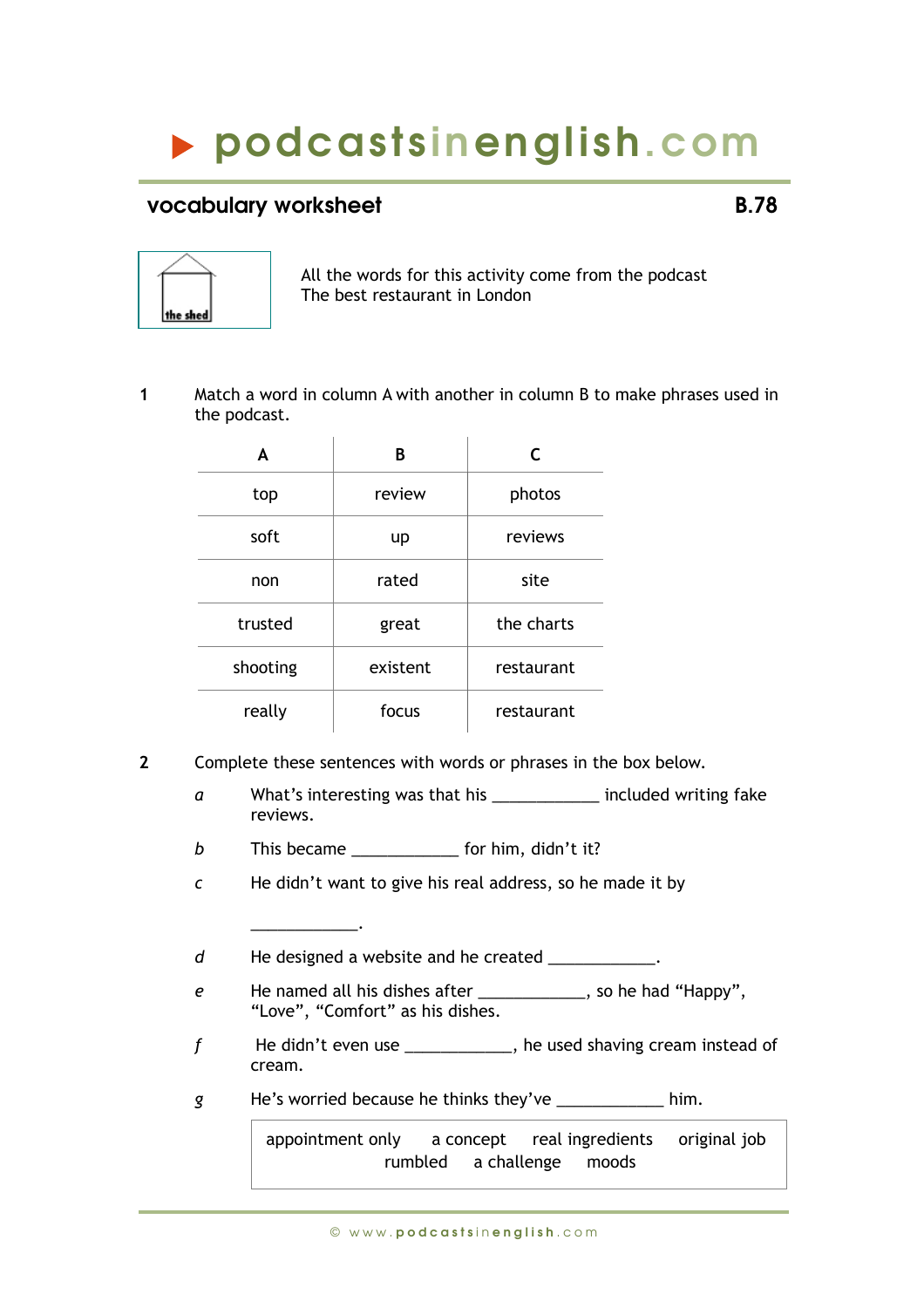# ▶ podcastsinenglish.com

## vocabulary worksheet

**B.78**

the shed

All the words for this activity come from the podcast The best restaurant in London

**1** Match a word in column A with another in column B to make phrases used in the podcast.

| A | B | C |
|---|---|---|
| top | review | photos |
| soft | up | reviews |
| non | rated | site |
| trusted | great | the charts |
| shooting | existent | restaurant |
| really | focus | restaurant |

**2** Complete these sentences with words or phrases in the box below.

*a* What's interesting was that his ____________ included writing fake reviews.

*b* This became ____________ for him, didn't it?

*c* He didn't want to give his real address, so he made it by ____________.

*d* He designed a website and he created ____________.

*e* He named all his dishes after ____________, so he had "Happy", "Love", "Comfort" as his dishes.

*f* He didn't even use ____________, he used shaving cream instead of cream.

*g* He's worried because he thinks they've ____________ him.

| appointment only | a concept | real ingredients | original job | rumbled | a challenge | moods |
|---|---|---|---|---|---|---|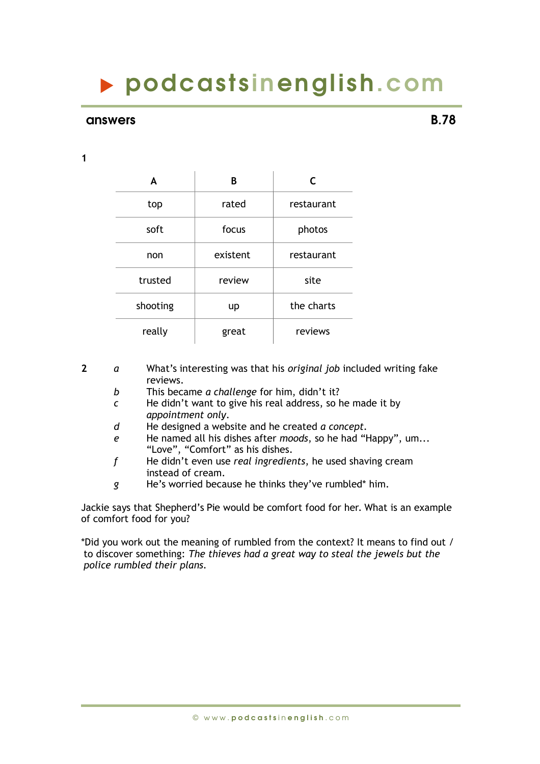# ▶ podcastsinenglish.com

## answers B.78

**1**

| A | B | C |
|---|---|---|
| top | rated | restaurant |
| soft | focus | photos |
| non | existent | restaurant |
| trusted | review | site |
| shooting | up | the charts |
| really | great | reviews |

**2**

*a* What's interesting was that his *original job* included writing fake reviews.

*b* This became *a challenge* for him, didn't it?

*c* He didn't want to give his real address, so he made it by *appointment only*.

*d* He designed a website and he created *a concept*.

*e* He named all his dishes after *moods*, so he had "Happy", um... "Love", "Comfort" as his dishes.

*f* He didn't even use *real ingredients*, he used shaving cream instead of cream.

*g* He's worried because he thinks they've rumbled* him.

Jackie says that Shepherd's Pie would be comfort food for her. What is an example of comfort food for you?

*Did you work out the meaning of rumbled from the context? It means to find out / to discover something: *The thieves had a great way to steal the jewels but the police rumbled their plans.*